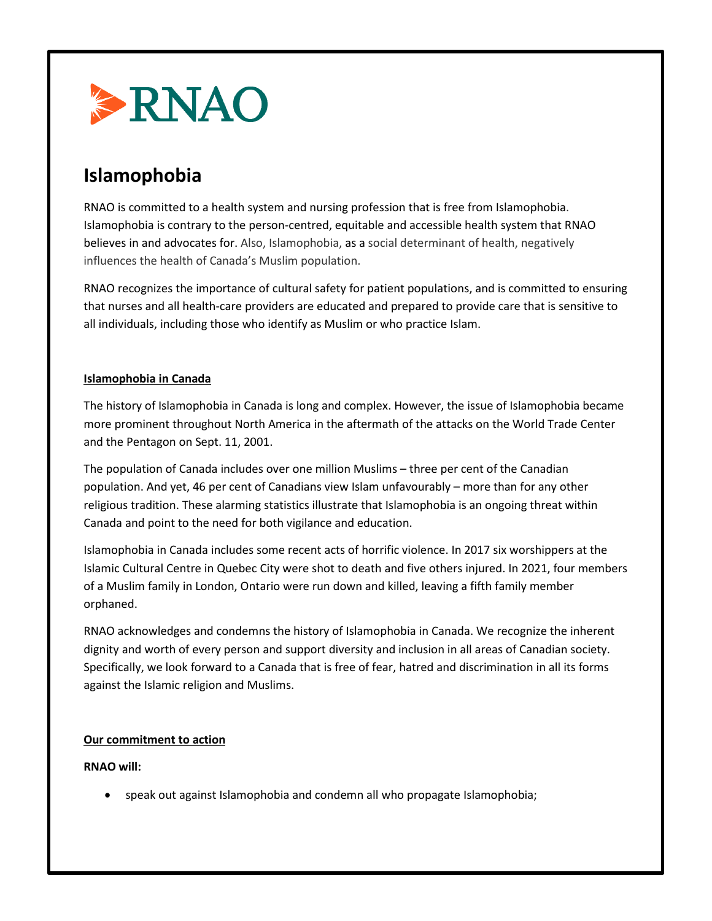RNAO

# Islamophobia

RNAO is committed to a health system and nursing profession that is free from Islamophobia. Islamophobia is contrary to the person-centred, equitable and accessible health system that RNAO believes in and advocates for. Also, Islamophobia, as a social determinant of health, negatively influences the health of Canada's Muslim population.

RNAO recognizes the importance of cultural safety for patient populations, and is committed to ensuring that nurses and all health-care providers are educated and prepared to provide care that is sensitive to all individuals, including those who identify as Muslim or who practice Islam.

## Islamophobia in Canada

The history of Islamophobia in Canada is long and complex. However, the issue of Islamophobia became more prominent throughout North America in the aftermath of the attacks on the World Trade Center and the Pentagon on Sept. 11, 2001.

The population of Canada includes over one million Muslims – three per cent of the Canadian population. And yet, 46 per cent of Canadians view Islam unfavourably – more than for any other religious tradition. These alarming statistics illustrate that Islamophobia is an ongoing threat within Canada and point to the need for both vigilance and education.

Islamophobia in Canada includes some recent acts of horrific violence. In 2017 six worshippers at the Islamic Cultural Centre in Quebec City were shot to death and five others injured. In 2021, four members of a Muslim family in London, Ontario were run down and killed, leaving a fifth family member orphaned.

RNAO acknowledges and condemns the history of Islamophobia in Canada. We recognize the inherent dignity and worth of every person and support diversity and inclusion in all areas of Canadian society. Specifically, we look forward to a Canada that is free of fear, hatred and discrimination in all its forms against the Islamic religion and Muslims.

## Our commitment to action

**RNAO will:**

- speak out against Islamophobia and condemn all who propagate Islamophobia;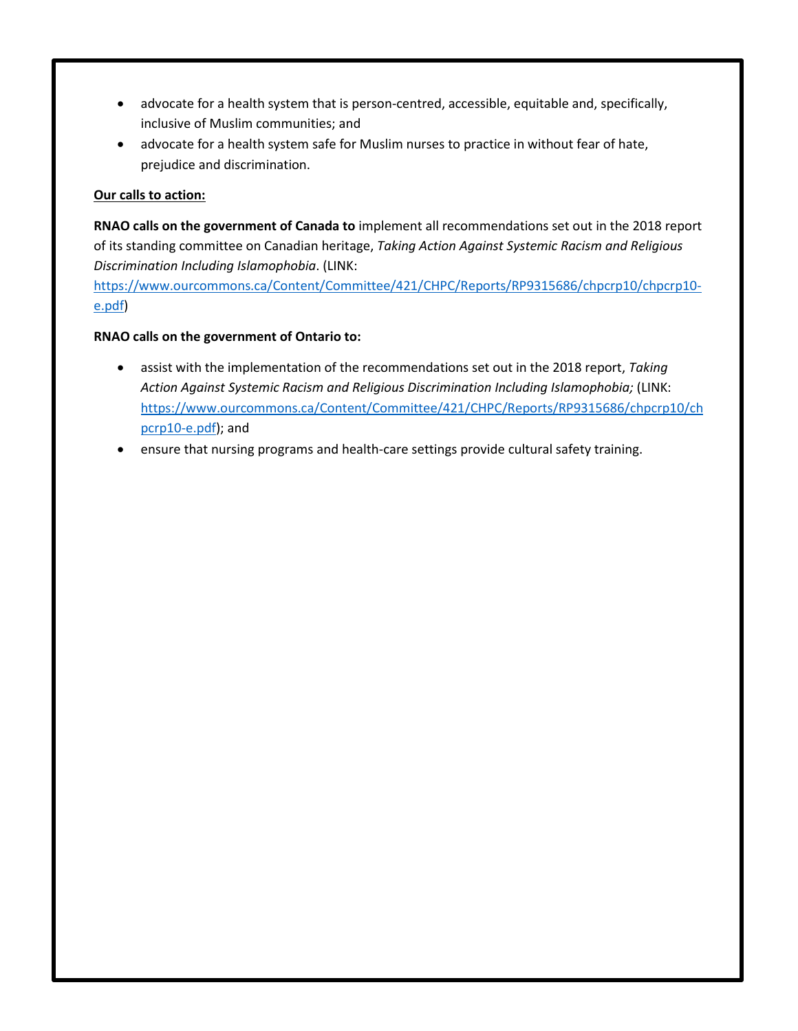- advocate for a health system that is person-centred, accessible, equitable and, specifically, inclusive of Muslim communities; and
- advocate for a health system safe for Muslim nurses to practice in without fear of hate, prejudice and discrimination.

**Our calls to action:**

**RNAO calls on the government of Canada to** implement all recommendations set out in the 2018 report of its standing committee on Canadian heritage, *Taking Action Against Systemic Racism and Religious Discrimination Including Islamophobia*. (LINK: https://www.ourcommons.ca/Content/Committee/421/CHPC/Reports/RP9315686/chpcrp10/chpcrp10-e.pdf)

**RNAO calls on the government of Ontario to:**

- assist with the implementation of the recommendations set out in the 2018 report, *Taking Action Against Systemic Racism and Religious Discrimination Including Islamophobia;* (LINK: https://www.ourcommons.ca/Content/Committee/421/CHPC/Reports/RP9315686/chpcrp10/chpcrp10-e.pdf); and
- ensure that nursing programs and health-care settings provide cultural safety training.